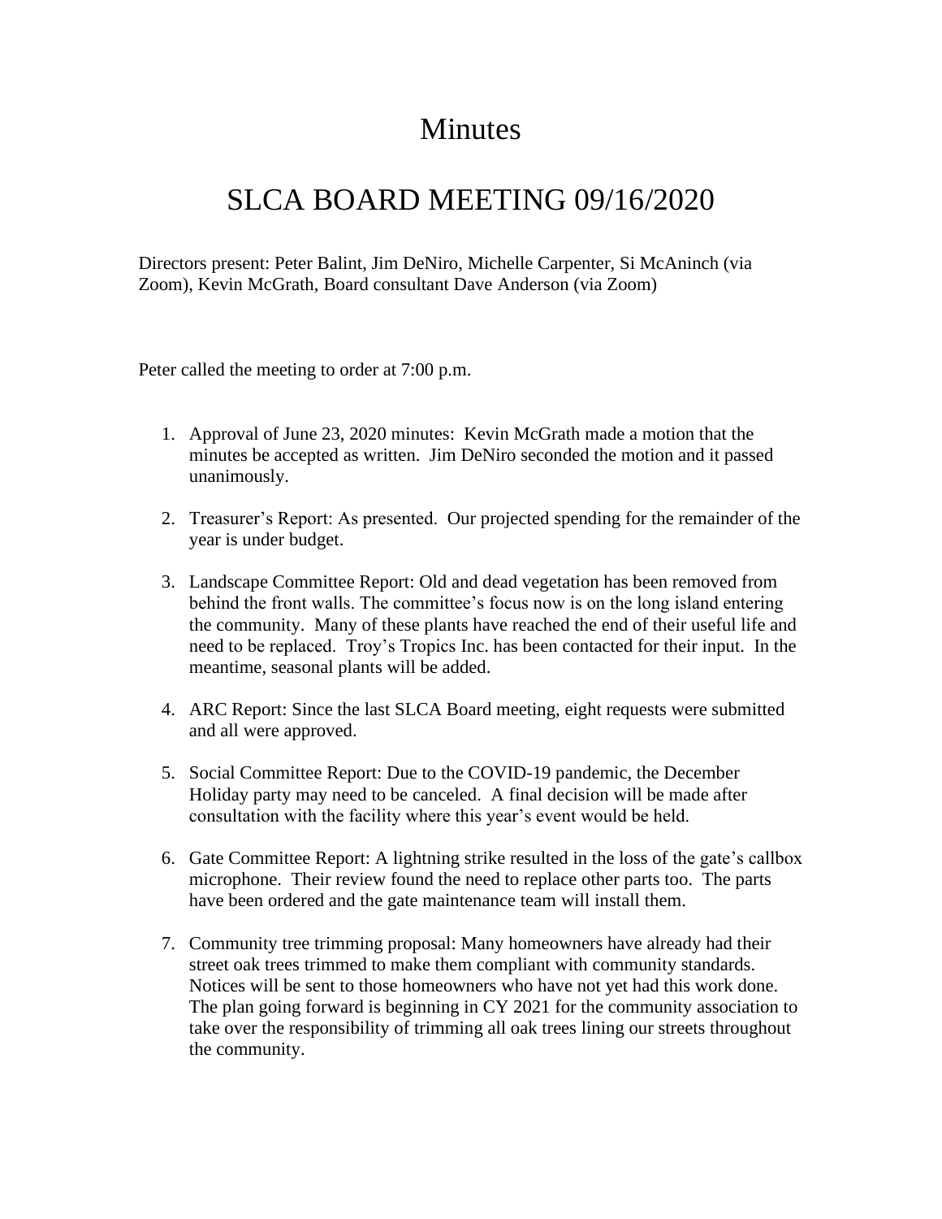# Minutes

# SLCA BOARD MEETING 09/16/2020

Directors present: Peter Balint, Jim DeNiro, Michelle Carpenter, Si McAninch (via Zoom), Kevin McGrath, Board consultant Dave Anderson (via Zoom)

Peter called the meeting to order at 7:00 p.m.

1. Approval of June 23, 2020 minutes: Kevin McGrath made a motion that the minutes be accepted as written. Jim DeNiro seconded the motion and it passed unanimously.

2. Treasurer's Report: As presented. Our projected spending for the remainder of the year is under budget.

3. Landscape Committee Report: Old and dead vegetation has been removed from behind the front walls. The committee's focus now is on the long island entering the community. Many of these plants have reached the end of their useful life and need to be replaced. Troy's Tropics Inc. has been contacted for their input. In the meantime, seasonal plants will be added.

4. ARC Report: Since the last SLCA Board meeting, eight requests were submitted and all were approved.

5. Social Committee Report: Due to the COVID-19 pandemic, the December Holiday party may need to be canceled. A final decision will be made after consultation with the facility where this year's event would be held.

6. Gate Committee Report: A lightning strike resulted in the loss of the gate's callbox microphone. Their review found the need to replace other parts too. The parts have been ordered and the gate maintenance team will install them.

7. Community tree trimming proposal: Many homeowners have already had their street oak trees trimmed to make them compliant with community standards. Notices will be sent to those homeowners who have not yet had this work done. The plan going forward is beginning in CY 2021 for the community association to take over the responsibility of trimming all oak trees lining our streets throughout the community.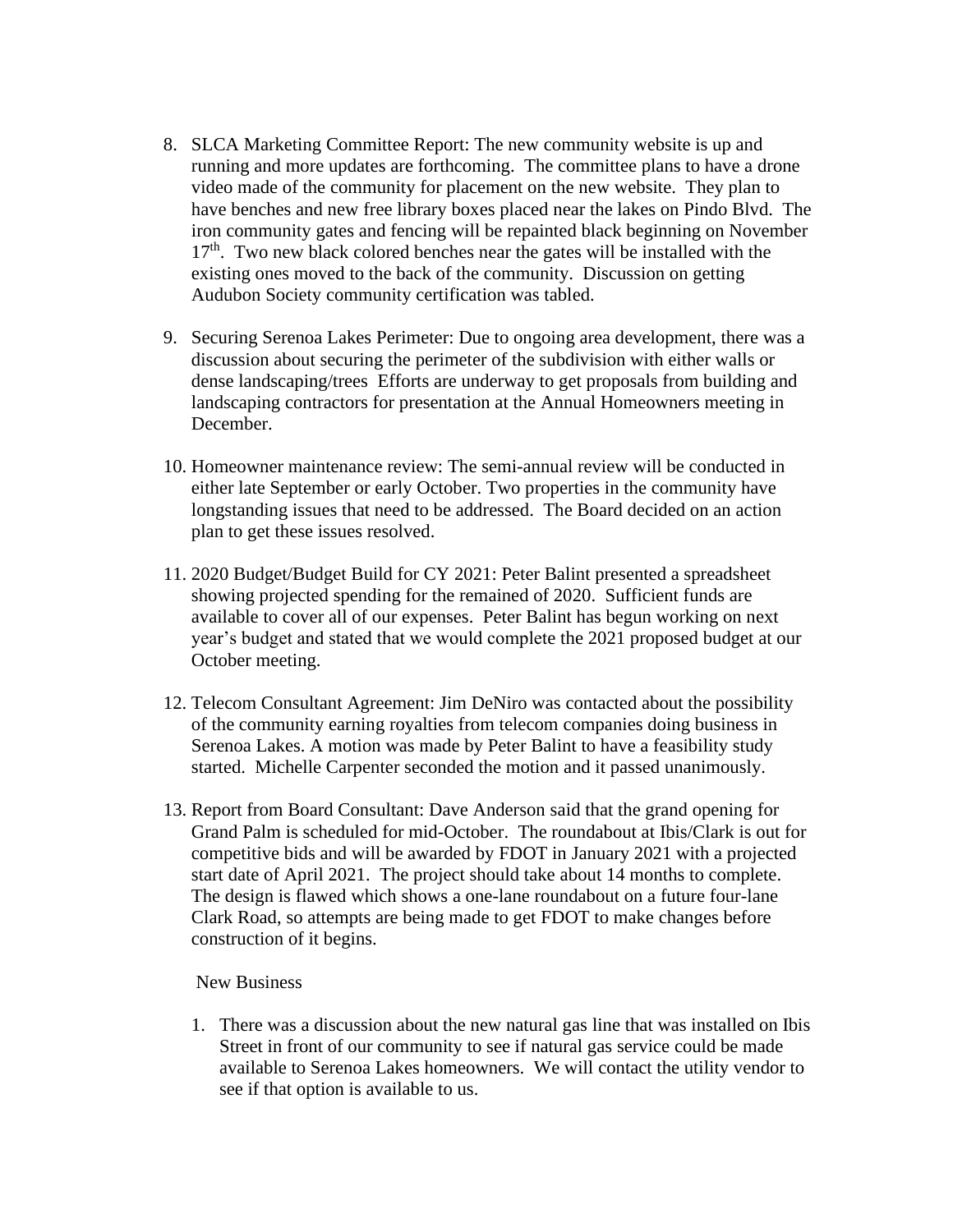8. SLCA Marketing Committee Report: The new community website is up and running and more updates are forthcoming. The committee plans to have a drone video made of the community for placement on the new website. They plan to have benches and new free library boxes placed near the lakes on Pindo Blvd. The iron community gates and fencing will be repainted black beginning on November 17th. Two new black colored benches near the gates will be installed with the existing ones moved to the back of the community. Discussion on getting Audubon Society community certification was tabled.

9. Securing Serenoa Lakes Perimeter: Due to ongoing area development, there was a discussion about securing the perimeter of the subdivision with either walls or dense landscaping/trees Efforts are underway to get proposals from building and landscaping contractors for presentation at the Annual Homeowners meeting in December.

10. Homeowner maintenance review: The semi-annual review will be conducted in either late September or early October. Two properties in the community have longstanding issues that need to be addressed. The Board decided on an action plan to get these issues resolved.

11. 2020 Budget/Budget Build for CY 2021: Peter Balint presented a spreadsheet showing projected spending for the remained of 2020. Sufficient funds are available to cover all of our expenses. Peter Balint has begun working on next year's budget and stated that we would complete the 2021 proposed budget at our October meeting.

12. Telecom Consultant Agreement: Jim DeNiro was contacted about the possibility of the community earning royalties from telecom companies doing business in Serenoa Lakes. A motion was made by Peter Balint to have a feasibility study started. Michelle Carpenter seconded the motion and it passed unanimously.

13. Report from Board Consultant: Dave Anderson said that the grand opening for Grand Palm is scheduled for mid-October. The roundabout at Ibis/Clark is out for competitive bids and will be awarded by FDOT in January 2021 with a projected start date of April 2021. The project should take about 14 months to complete. The design is flawed which shows a one-lane roundabout on a future four-lane Clark Road, so attempts are being made to get FDOT to make changes before construction of it begins.

New Business

1. There was a discussion about the new natural gas line that was installed on Ibis Street in front of our community to see if natural gas service could be made available to Serenoa Lakes homeowners. We will contact the utility vendor to see if that option is available to us.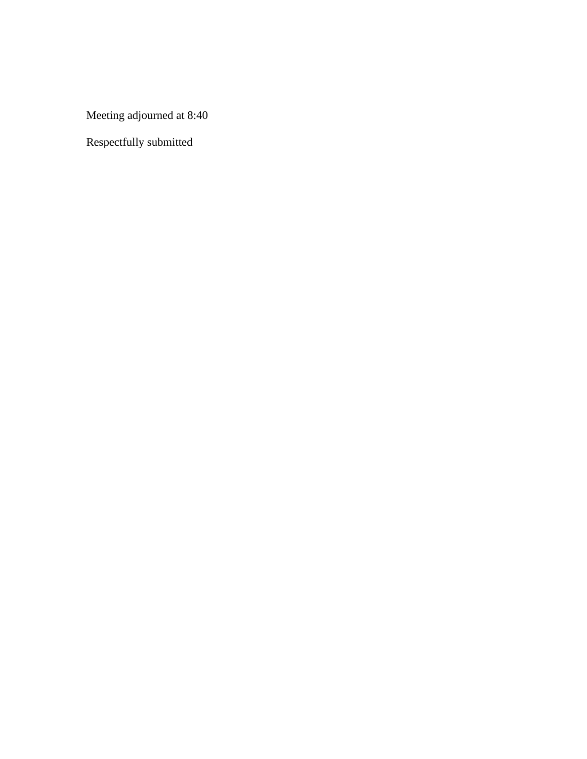Meeting adjourned at 8:40

Respectfully submitted